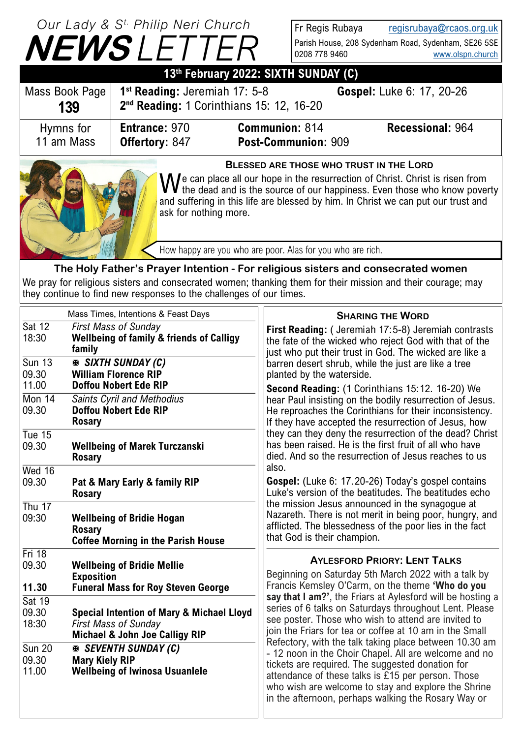# Our Lady & St. Philip Neri Church

# NEWSLETTER

Fr Regis Rubaya regisrubaya@rcaos.org.uk
Parish House, 208 Sydenham Road, Sydenham, SE26 5SE
0208 778 9460 www.olspn.church

## 13th February 2022: SIXTH SUNDAY (C)

| Mass Book Page **139** | **1st Reading:** Jeremiah 17: 5-8 **2nd Reading:** 1 Corinthians 15: 12, 16-20 | | **Gospel:** Luke 6: 17, 20-26 |
|---|---|---|---|
| Hymns for 11 am Mass | **Entrance:** 970 **Offertory:** 847 | **Communion:** 814 **Post-Communion:** 909 | **Recessional:** 964 |

### Blessed are those who trust in the Lord

We can place all our hope in the resurrection of Christ. Christ is risen from the dead and is the source of our happiness. Even those who know poverty and suffering in this life are blessed by him. In Christ we can put our trust and ask for nothing more.

How happy are you who are poor. Alas for you who are rich.

### The Holy Father's Prayer Intention - For religious sisters and consecrated women

We pray for religious sisters and consecrated women; thanking them for their mission and their courage; may they continue to find new responses to the challenges of our times.

| Mass Times, Intentions & Feast Days | |
|---|---|
| Sat 12 18:30 | *First Mass of Sunday* **Wellbeing of family & friends of Calligy family** |
| Sun 13 09.30 11.00 | ✠ ***SIXTH SUNDAY (C)*** **William Florence RIP** **Doffou Nobert Ede RIP** |
| Mon 14 09.30 | *Saints Cyril and Methodius* **Doffou Nobert Ede RIP** **Rosary** |
| Tue 15 09.30 | **Wellbeing of Marek Turczanski** **Rosary** |
| Wed 16 09.30 | **Pat & Mary Early & family RIP** **Rosary** |
| Thu 17 09:30 | **Wellbeing of Bridie Hogan** **Rosary** **Coffee Morning in the Parish House** |
| Fri 18 09.30 **11.30** | **Wellbeing of Bridie Mellie** **Exposition** **Funeral Mass for Roy Steven George** |
| Sat 19 09.30 18:30 | **Special Intention of Mary & Michael Lloyd** *First Mass of Sunday* **Michael & John Joe Calligy RIP** |
| Sun 20 09.30 11.00 | ✠ ***SEVENTH SUNDAY (C)*** **Mary Kiely RIP** **Wellbeing of Iwinosa Usuanlele** |

### Sharing the Word

**First Reading:** ( Jeremiah 17:5-8) Jeremiah contrasts the fate of the wicked who reject God with that of the just who put their trust in God. The wicked are like a barren desert shrub, while the just are like a tree planted by the waterside.

**Second Reading:** (1 Corinthians 15:12. 16-20) We hear Paul insisting on the bodily resurrection of Jesus. He reproaches the Corinthians for their inconsistency. If they have accepted the resurrection of Jesus, how they can they deny the resurrection of the dead? Christ has been raised. He is the first fruit of all who have died. And so the resurrection of Jesus reaches to us also.

**Gospel:** (Luke 6: 17.20-26) Today's gospel contains Luke's version of the beatitudes. The beatitudes echo the mission Jesus announced in the synagogue at Nazareth. There is not merit in being poor, hungry, and afflicted. The blessedness of the poor lies in the fact that God is their champion.

### Aylesford Priory: Lent Talks

Beginning on Saturday 5th March 2022 with a talk by Francis Kemsley O'Carm, on the theme **'Who do you say that I am?'**, the Friars at Aylesford will be hosting a series of 6 talks on Saturdays throughout Lent. Please see poster. Those who wish to attend are invited to join the Friars for tea or coffee at 10 am in the Small Refectory, with the talk taking place between 10.30 am - 12 noon in the Choir Chapel. All are welcome and no tickets are required. The suggested donation for attendance of these talks is £15 per person. Those who wish are welcome to stay and explore the Shrine in the afternoon, perhaps walking the Rosary Way or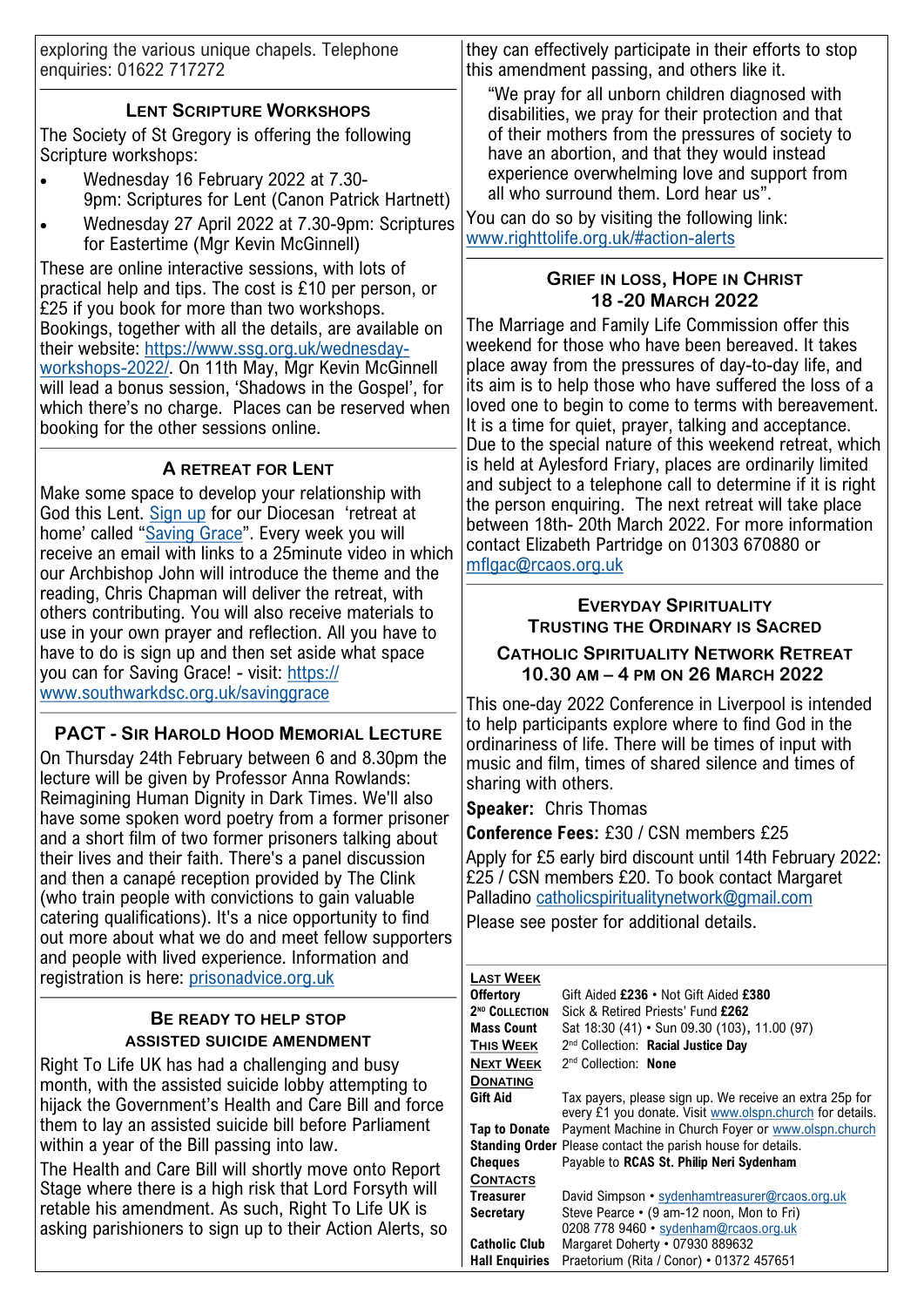exploring the various unique chapels. Telephone enquiries: 01622 717272

## Lent Scripture Workshops

The Society of St Gregory is offering the following Scripture workshops:

- Wednesday 16 February 2022 at 7.30-9pm: Scriptures for Lent (Canon Patrick Hartnett)
- Wednesday 27 April 2022 at 7.30-9pm: Scriptures for Eastertime (Mgr Kevin McGinnell)

These are online interactive sessions, with lots of practical help and tips. The cost is £10 per person, or £25 if you book for more than two workshops. Bookings, together with all the details, are available on their website: https://www.ssg.org.uk/wednesday-workshops-2022/. On 11th May, Mgr Kevin McGinnell will lead a bonus session, 'Shadows in the Gospel', for which there's no charge. Places can be reserved when booking for the other sessions online.

## A Retreat for Lent

Make some space to develop your relationship with God this Lent. Sign up for our Diocesan 'retreat at home' called "Saving Grace". Every week you will receive an email with links to a 25minute video in which our Archbishop John will introduce the theme and the reading, Chris Chapman will deliver the retreat, with others contributing. You will also receive materials to use in your own prayer and reflection. All you have to have to do is sign up and then set aside what space you can for Saving Grace! - visit: https://www.southwarkdsc.org.uk/savinggrace

## PACT - Sir Harold Hood Memorial Lecture

On Thursday 24th February between 6 and 8.30pm the lecture will be given by Professor Anna Rowlands: Reimagining Human Dignity in Dark Times. We'll also have some spoken word poetry from a former prisoner and a short film of two former prisoners talking about their lives and their faith. There's a panel discussion and then a canapé reception provided by The Clink (who train people with convictions to gain valuable catering qualifications). It's a nice opportunity to find out more about what we do and meet fellow supporters and people with lived experience. Information and registration is here: prisonadvice.org.uk

## Be Ready to Help Stop Assisted Suicide Amendment

Right To Life UK has had a challenging and busy month, with the assisted suicide lobby attempting to hijack the Government's Health and Care Bill and force them to lay an assisted suicide bill before Parliament within a year of the Bill passing into law.

The Health and Care Bill will shortly move onto Report Stage where there is a high risk that Lord Forsyth will retable his amendment. As such, Right To Life UK is asking parishioners to sign up to their Action Alerts, so they can effectively participate in their efforts to stop this amendment passing, and others like it.

> "We pray for all unborn children diagnosed with disabilities, we pray for their protection and that of their mothers from the pressures of society to have an abortion, and that they would instead experience overwhelming love and support from all who surround them. Lord hear us".

You can do so by visiting the following link: www.righttolife.org.uk/#action-alerts

## Grief in Loss, Hope in Christ
## 18 -20 March 2022

The Marriage and Family Life Commission offer this weekend for those who have been bereaved. It takes place away from the pressures of day-to-day life, and its aim is to help those who have suffered the loss of a loved one to begin to come to terms with bereavement. It is a time for quiet, prayer, talking and acceptance. Due to the special nature of this weekend retreat, which is held at Aylesford Friary, places are ordinarily limited and subject to a telephone call to determine if it is right the person enquiring. The next retreat will take place between 18th- 20th March 2022. For more information contact Elizabeth Partridge on 01303 670880 or mflgac@rcaos.org.uk

## Everyday Spirituality
## Trusting the Ordinary is Sacred
## Catholic Spirituality Network Retreat
## 10.30 am – 4 pm on 26 March 2022

This one-day 2022 Conference in Liverpool is intended to help participants explore where to find God in the ordinariness of life. There will be times of input with music and film, times of shared silence and times of sharing with others.

**Speaker:** Chris Thomas

**Conference Fees:** £30 / CSN members £25

Apply for £5 early bird discount until 14th February 2022: £25 / CSN members £20. To book contact Margaret Palladino catholicspiritualitynetwork@gmail.com

Please see poster for additional details.

| | |
|---|---|
| **Last Week** | |
| **Offertory** | Gift Aided **£236** • Not Gift Aided **£380** |
| **2nd Collection** | Sick & Retired Priests' Fund **£262** |
| **Mass Count** | Sat 18:30 (41) • Sun 09.30 (103), 11.00 (97) |
| **This Week** | 2nd Collection: **Racial Justice Day** |
| **Next Week** | 2nd Collection: **None** |
| **Donating** | |
| **Gift Aid** | Tax payers, please sign up. We receive an extra 25p for every £1 you donate. Visit www.olspn.church for details. |
| **Tap to Donate** | Payment Machine in Church Foyer or www.olspn.church |
| **Standing Order** | Please contact the parish house for details. |
| **Cheques** | Payable to **RCAS St. Philip Neri Sydenham** |
| **Contacts** | |
| **Treasurer** | David Simpson • sydenhamtreasurer@rcaos.org.uk |
| **Secretary** | Steve Pearce • (9 am-12 noon, Mon to Fri) 0208 778 9460 • sydenham@rcaos.org.uk |
| **Catholic Club** | Margaret Doherty • 07930 889632 |
| **Hall Enquiries** | Praetorium (Rita / Conor) • 01372 457651 |